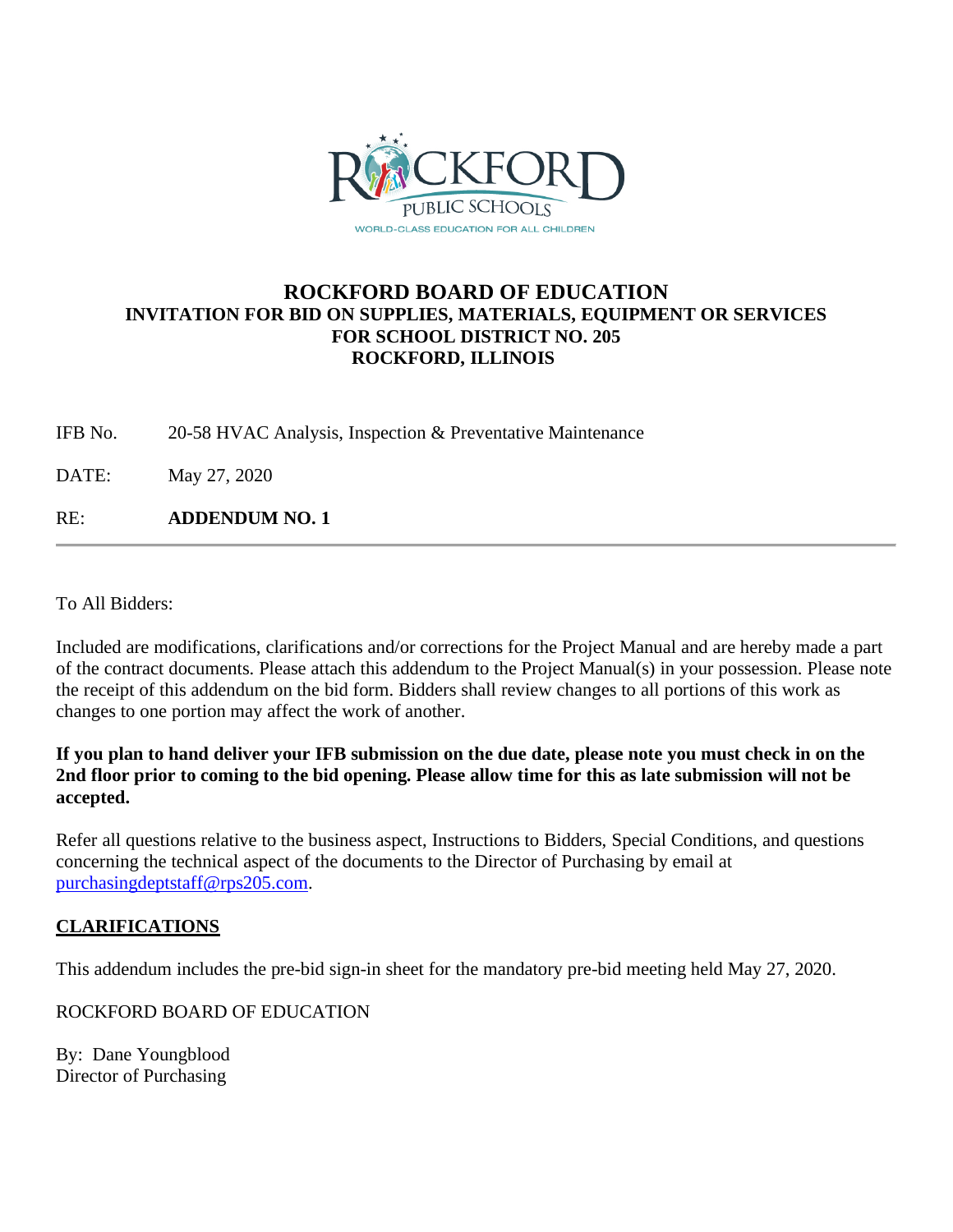ROCKFORD PUBLIC SCHOOLS
WORLD-CLASS EDUCATION FOR ALL CHILDREN

# ROCKFORD BOARD OF EDUCATION

## INVITATION FOR BID ON SUPPLIES, MATERIALS, EQUIPMENT OR SERVICES FOR SCHOOL DISTRICT NO. 205 ROCKFORD, ILLINOIS

IFB No. 20-58 HVAC Analysis, Inspection & Preventative Maintenance

DATE: May 27, 2020

RE: **ADDENDUM NO. 1**

---

To All Bidders:

Included are modifications, clarifications and/or corrections for the Project Manual and are hereby made a part of the contract documents. Please attach this addendum to the Project Manual(s) in your possession. Please note the receipt of this addendum on the bid form. Bidders shall review changes to all portions of this work as changes to one portion may affect the work of another.

**If you plan to hand deliver your IFB submission on the due date, please note you must check in on the 2nd floor prior to coming to the bid opening. Please allow time for this as late submission will not be accepted.**

Refer all questions relative to the business aspect, Instructions to Bidders, Special Conditions, and questions concerning the technical aspect of the documents to the Director of Purchasing by email at purchasingdeptstaff@rps205.com.

**CLARIFICATIONS**

This addendum includes the pre-bid sign-in sheet for the mandatory pre-bid meeting held May 27, 2020.

ROCKFORD BOARD OF EDUCATION

By: Dane Youngblood
Director of Purchasing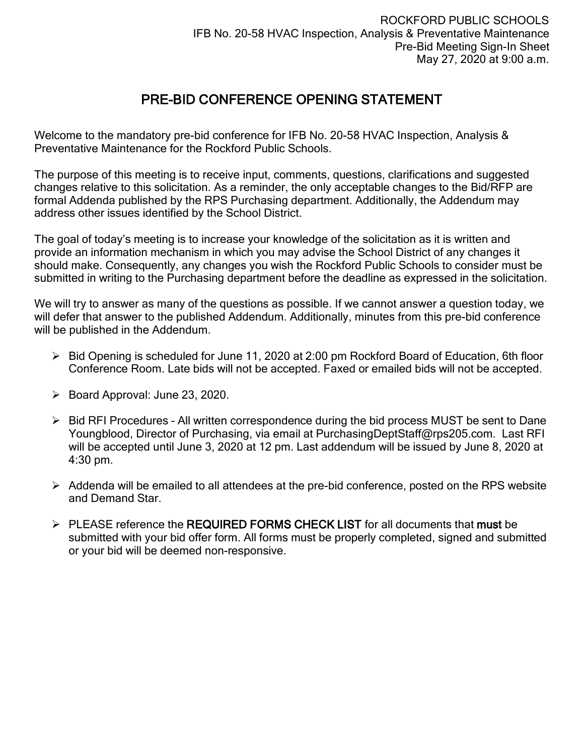ROCKFORD PUBLIC SCHOOLS
IFB No. 20-58 HVAC Inspection, Analysis & Preventative Maintenance
Pre-Bid Meeting Sign-In Sheet
May 27, 2020 at 9:00 a.m.

# PRE-BID CONFERENCE OPENING STATEMENT

Welcome to the mandatory pre-bid conference for IFB No. 20-58 HVAC Inspection, Analysis & Preventative Maintenance for the Rockford Public Schools.

The purpose of this meeting is to receive input, comments, questions, clarifications and suggested changes relative to this solicitation. As a reminder, the only acceptable changes to the Bid/RFP are formal Addenda published by the RPS Purchasing department. Additionally, the Addendum may address other issues identified by the School District.

The goal of today's meeting is to increase your knowledge of the solicitation as it is written and provide an information mechanism in which you may advise the School District of any changes it should make. Consequently, any changes you wish the Rockford Public Schools to consider must be submitted in writing to the Purchasing department before the deadline as expressed in the solicitation.

We will try to answer as many of the questions as possible. If we cannot answer a question today, we will defer that answer to the published Addendum. Additionally, minutes from this pre-bid conference will be published in the Addendum.

- Bid Opening is scheduled for June 11, 2020 at 2:00 pm Rockford Board of Education, 6th floor Conference Room. Late bids will not be accepted. Faxed or emailed bids will not be accepted.
- Board Approval: June 23, 2020.
- Bid RFI Procedures – All written correspondence during the bid process MUST be sent to Dane Youngblood, Director of Purchasing, via email at PurchasingDeptStaff@rps205.com. Last RFI will be accepted until June 3, 2020 at 12 pm. Last addendum will be issued by June 8, 2020 at 4:30 pm.
- Addenda will be emailed to all attendees at the pre-bid conference, posted on the RPS website and Demand Star.
- PLEASE reference the **REQUIRED FORMS CHECK LIST** for all documents that **must** be submitted with your bid offer form. All forms must be properly completed, signed and submitted or your bid will be deemed non-responsive.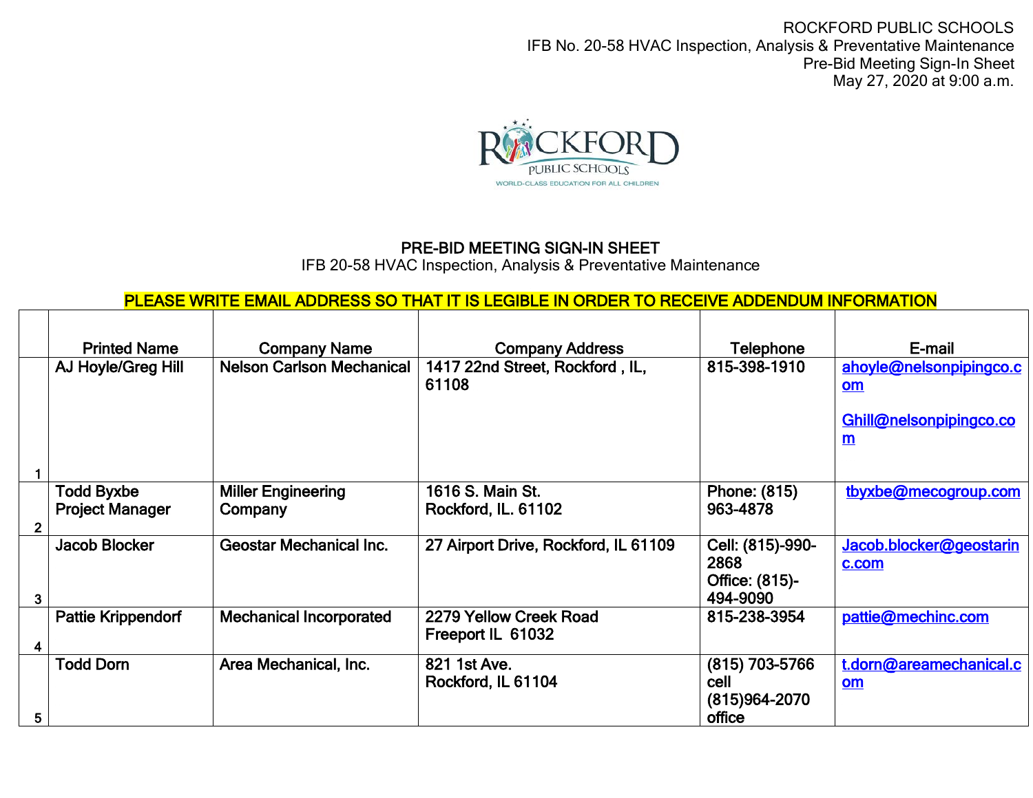ROCKFORD PUBLIC SCHOOLS
IFB No. 20-58 HVAC Inspection, Analysis & Preventative Maintenance
Pre-Bid Meeting Sign-In Sheet
May 27, 2020 at 9:00 a.m.

ROCKFORD PUBLIC SCHOOLS
WORLD-CLASS EDUCATION FOR ALL CHILDREN

## PRE-BID MEETING SIGN-IN SHEET

IFB 20-58 HVAC Inspection, Analysis & Preventative Maintenance

**PLEASE WRITE EMAIL ADDRESS SO THAT IT IS LEGIBLE IN ORDER TO RECEIVE ADDENDUM INFORMATION**

| | Printed Name | Company Name | Company Address | Telephone | E-mail |
|---|---|---|---|---|---|
| 1 | AJ Hoyle/Greg Hill | Nelson Carlson Mechanical | 1417 22nd Street, Rockford , IL, 61108 | 815-398-1910 | ahoyle@nelsonpipingco.com<br>Ghill@nelsonpipingco.com |
| 2 | Todd Byxbe<br>Project Manager | Miller Engineering Company | 1616 S. Main St.<br>Rockford, IL. 61102 | Phone: (815) 963-4878 | tbyxbe@mecogroup.com |
| 3 | Jacob Blocker | Geostar Mechanical Inc. | 27 Airport Drive, Rockford, IL 61109 | Cell: (815)-990-2868<br>Office: (815)-494-9090 | Jacob.blocker@geostarinc.com |
| 4 | Pattie Krippendorf | Mechanical Incorporated | 2279 Yellow Creek Road<br>Freeport IL 61032 | 815-238-3954 | pattie@mechinc.com |
| 5 | Todd Dorn | Area Mechanical, Inc. | 821 1st Ave.<br>Rockford, IL 61104 | (815) 703-5766 cell<br>(815)964-2070 office | t.dorn@areamechanical.com |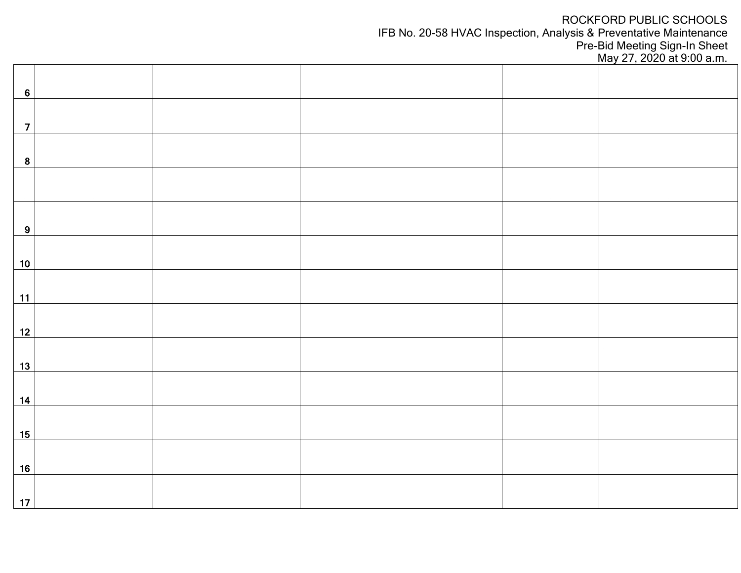ROCKFORD PUBLIC SCHOOLS
IFB No. 20-58 HVAC Inspection, Analysis & Preventative Maintenance
Pre-Bid Meeting Sign-In Sheet
May 27, 2020 at 9:00 a.m.

| | | | | | |
|---|---|---|---|---|---|
| 6 | | | | | |
| 7 | | | | | |
| 8 | | | | | |
| | | | | | |
| 9 | | | | | |
| 10 | | | | | |
| 11 | | | | | |
| 12 | | | | | |
| 13 | | | | | |
| 14 | | | | | |
| 15 | | | | | |
| 16 | | | | | |
| 17 | | | | | |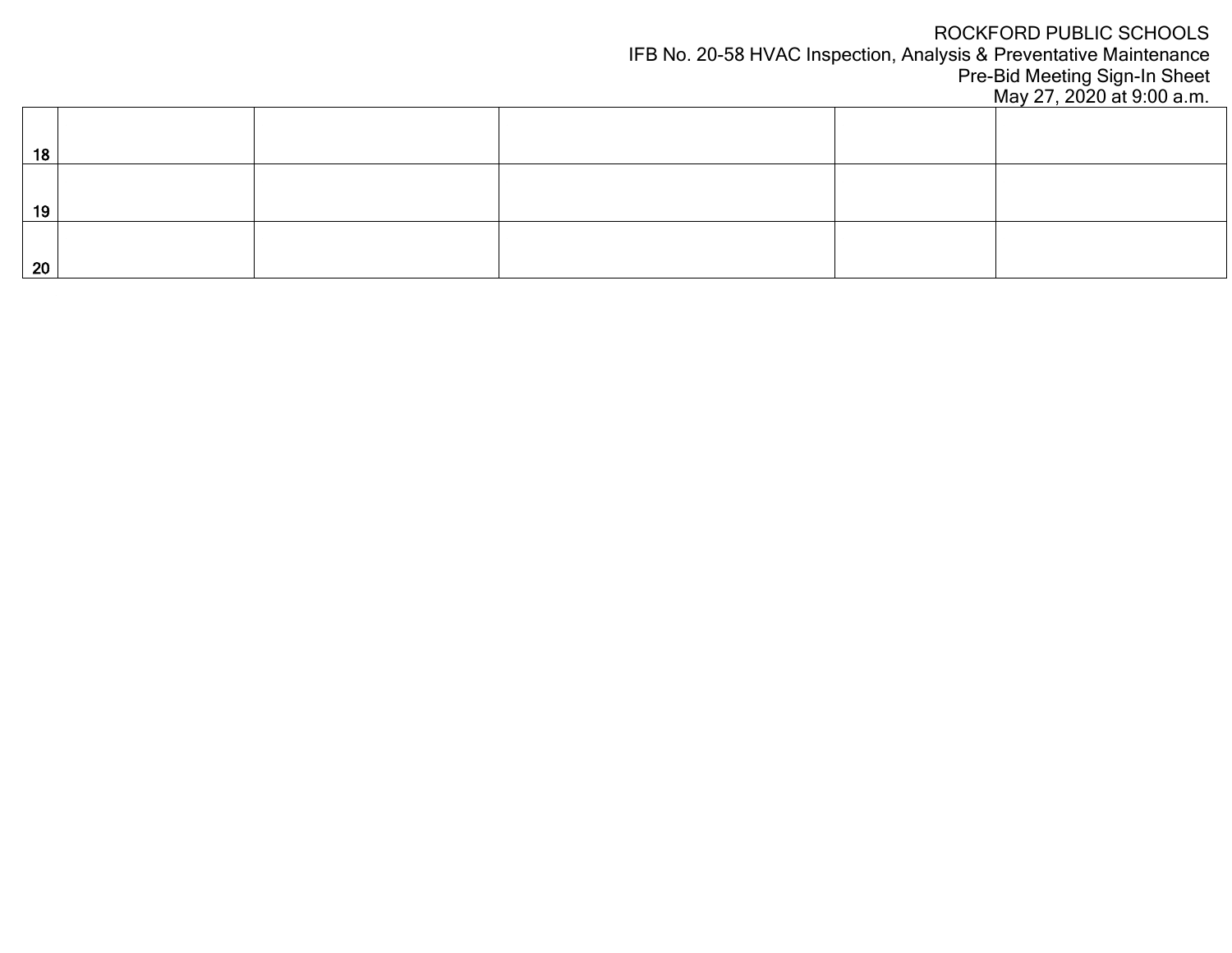| | | | | | |
|---|---|---|---|---|---|
| 18 | | | | | |
| 19 | | | | | |
| 20 | | | | | |